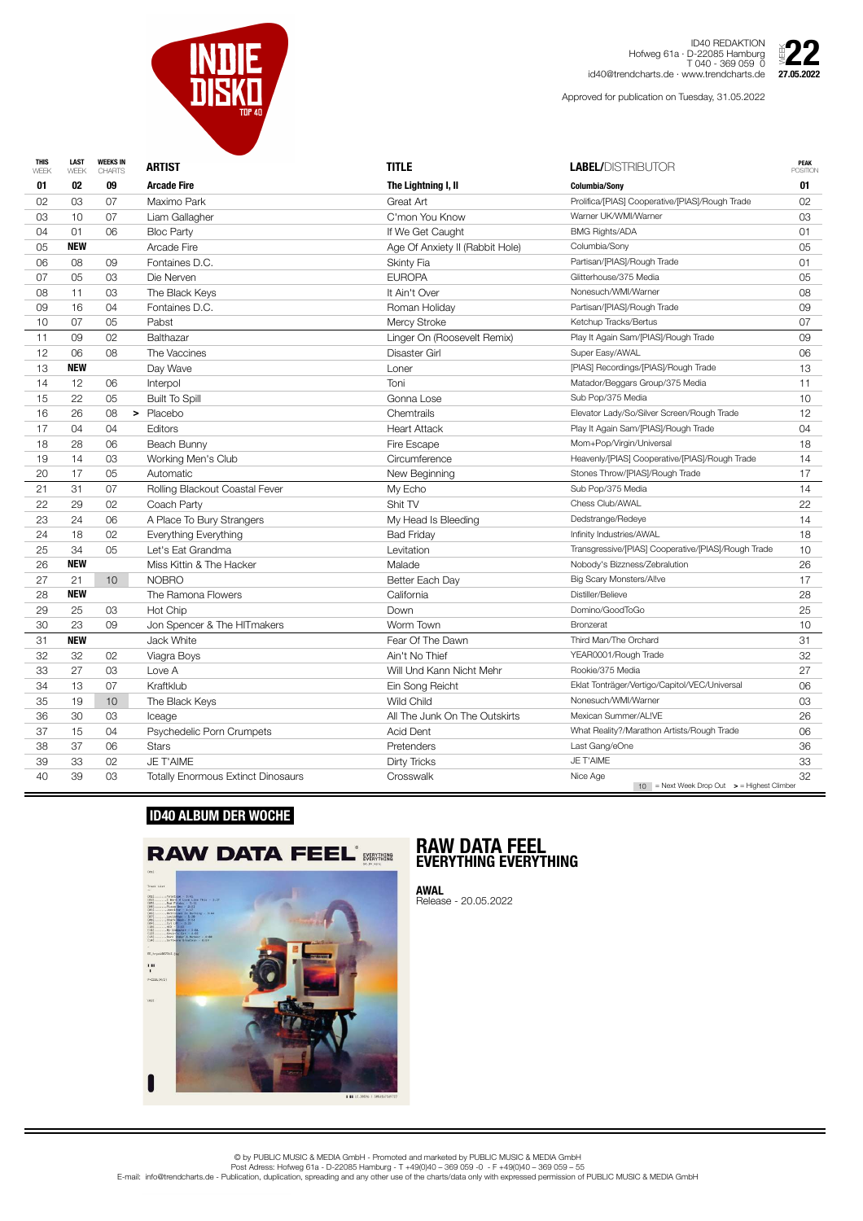# INDIE DISKO TOP 40

ID40 REDAKTION
Hofweg 61a · D-22085 Hamburg
T 040 - 369 059 0
id40@trendcharts.de · www.trendcharts.de

WEEK 22
27.05.2022

Approved for publication on Tuesday, 31.05.2022

| THIS WEEK | LAST WEEK | WEEKS IN CHARTS | | ARTIST | TITLE | LABEL/DISTRIBUTOR | PEAK POSITION |
|---|---|---|---|---|---|---|---|
| **01** | **02** | **09** | | **Arcade Fire** | **The Lightning I, II** | **Columbia/Sony** | **01** |
| 02 | 03 | 07 | | Maximo Park | Great Art | Prolifica/[PIAS] Cooperative/[PIAS]/Rough Trade | 02 |
| 03 | 10 | 07 | | Liam Gallagher | C'mon You Know | Warner UK/WMI/Warner | 03 |
| 04 | 01 | 06 | | Bloc Party | If We Get Caught | BMG Rights/ADA | 01 |
| 05 | **NEW** | | | Arcade Fire | Age Of Anxiety II (Rabbit Hole) | Columbia/Sony | 05 |
| 06 | 08 | 09 | | Fontaines D.C. | Skinty Fia | Partisan/[PIAS]/Rough Trade | 01 |
| 07 | 05 | 03 | | Die Nerven | EUROPA | Glitterhouse/375 Media | 05 |
| 08 | 11 | 03 | | The Black Keys | It Ain't Over | Nonesuch/WMI/Warner | 08 |
| 09 | 16 | 04 | | Fontaines D.C. | Roman Holiday | Partisan/[PIAS]/Rough Trade | 09 |
| 10 | 07 | 05 | | Pabst | Mercy Stroke | Ketchup Tracks/Bertus | 07 |
| 11 | 09 | 02 | | Balthazar | Linger On (Roosevelt Remix) | Play It Again Sam/[PIAS]/Rough Trade | 09 |
| 12 | 06 | 08 | | The Vaccines | Disaster Girl | Super Easy/AWAL | 06 |
| 13 | **NEW** | | | Day Wave | Loner | [PIAS] Recordings/[PIAS]/Rough Trade | 13 |
| 14 | 12 | 06 | | Interpol | Toni | Matador/Beggars Group/375 Media | 11 |
| 15 | 22 | 05 | | Built To Spill | Gonna Lose | Sub Pop/375 Media | 10 |
| 16 | 26 | 08 | > | Placebo | Chemtrails | Elevator Lady/So/Silver Screen/Rough Trade | 12 |
| 17 | 04 | 04 | | Editors | Heart Attack | Play It Again Sam/[PIAS]/Rough Trade | 04 |
| 18 | 28 | 06 | | Beach Bunny | Fire Escape | Mom+Pop/Virgin/Universal | 18 |
| 19 | 14 | 03 | | Working Men's Club | Circumference | Heavenly/[PIAS] Cooperative/[PIAS]/Rough Trade | 14 |
| 20 | 17 | 05 | | Automatic | New Beginning | Stones Throw/[PIAS]/Rough Trade | 17 |
| 21 | 31 | 07 | | Rolling Blackout Coastal Fever | My Echo | Sub Pop/375 Media | 14 |
| 22 | 29 | 02 | | Coach Party | Shit TV | Chess Club/AWAL | 22 |
| 23 | 24 | 06 | | A Place To Bury Strangers | My Head Is Bleeding | Dedstrange/Redeye | 14 |
| 24 | 18 | 02 | | Everything Everything | Bad Friday | Infinity Industries/AWAL | 18 |
| 25 | 34 | 05 | | Let's Eat Grandma | Levitation | Transgressive/[PIAS] Cooperative/[PIAS]/Rough Trade | 10 |
| 26 | **NEW** | | | Miss Kittin & The Hacker | Malade | Nobody's Bizzness/Zebralution | 26 |
| 27 | 21 | 10 | | NOBRO | Better Each Day | Big Scary Monsters/Al!ve | 17 |
| 28 | **NEW** | | | The Ramona Flowers | California | Distiller/Believe | 28 |
| 29 | 25 | 03 | | Hot Chip | Down | Domino/GoodToGo | 25 |
| 30 | 23 | 09 | | Jon Spencer & The HITmakers | Worm Town | Bronzerat | 10 |
| 31 | **NEW** | | | Jack White | Fear Of The Dawn | Third Man/The Orchard | 31 |
| 32 | 32 | 02 | | Viagra Boys | Ain't No Thief | YEAR0001/Rough Trade | 32 |
| 33 | 27 | 03 | | Love A | Will Und Kann Nicht Mehr | Rookie/375 Media | 27 |
| 34 | 13 | 07 | | Kraftklub | Ein Song Reicht | Eklat Tonträger/Vertigo/Capitol/VEC/Universal | 06 |
| 35 | 19 | 10 | | The Black Keys | Wild Child | Nonesuch/WMI/Warner | 03 |
| 36 | 30 | 03 | | Iceage | All The Junk On The Outskirts | Mexican Summer/AL!VE | 26 |
| 37 | 15 | 04 | | Psychedelic Porn Crumpets | Acid Dent | What Reality?/Marathon Artists/Rough Trade | 06 |
| 38 | 37 | 06 | | Stars | Pretenders | Last Gang/eOne | 36 |
| 39 | 33 | 02 | | JE T'AIME | Dirty Tricks | JE T'AIME | 33 |
| 40 | 39 | 03 | | Totally Enormous Extinct Dinosaurs | Crosswalk | Nice Age | 32 |

10 = Next Week Drop Out   > = Highest Climber

## ID40 ALBUM DER WOCHE

### RAW DATA FEEL
### EVERYTHING EVERYTHING

**AWAL**
Release - 20.05.2022

© by PUBLIC MUSIC & MEDIA GmbH - Promoted and marketed by PUBLIC MUSIC & MEDIA GmbH
Post Adress: Hofweg 61a - D-22085 Hamburg - T +49(0)40 – 369 059 -0 - F +49(0)40 – 369 059 – 55
E-mail: info@trendcharts.de - Publication, duplication, spreading and any other use of the charts/data only with expressed permission of PUBLIC MUSIC & MEDIA GmbH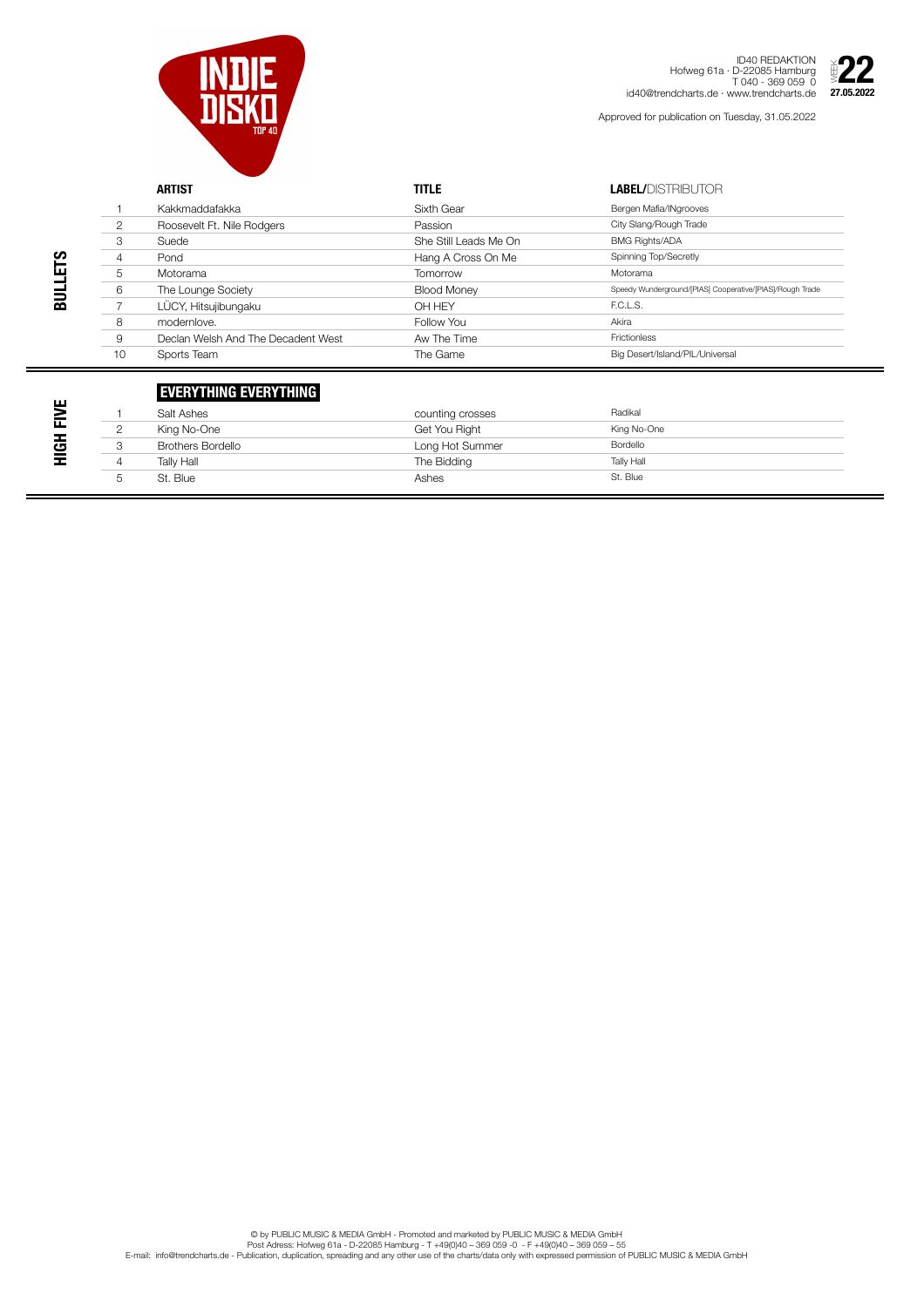INDIE DISKO TOP 40

ID40 REDAKTION
Hofweg 61a · D-22085 Hamburg
T 040 - 369 059 0
id40@trendcharts.de · www.trendcharts.de

WEEK 22
27.05.2022

Approved for publication on Tuesday, 31.05.2022

## BULLETS

| | ARTIST | TITLE | LABEL/DISTRIBUTOR |
|---|---|---|---|
| 1 | Kakkmaddafakka | Sixth Gear | Bergen Mafia/INgrooves |
| 2 | Roosevelt Ft. Nile Rodgers | Passion | City Slang/Rough Trade |
| 3 | Suede | She Still Leads Me On | BMG Rights/ADA |
| 4 | Pond | Hang A Cross On Me | Spinning Top/Secretly |
| 5 | Motorama | Tomorrow | Motorama |
| 6 | The Lounge Society | Blood Money | Speedy Wunderground/[PIAS] Cooperative/[PIAS]/Rough Trade |
| 7 | LÜCY, Hitsujibungaku | OH HEY | F.C.L.S. |
| 8 | modernlove. | Follow You | Akira |
| 9 | Declan Welsh And The Decadent West | Aw The Time | Frictionless |
| 10 | Sports Team | The Game | Big Desert/Island/PIL/Universal |

## HIGH FIVE

**EVERYTHING EVERYTHING**

| | ARTIST | TITLE | LABEL/DISTRIBUTOR |
|---|---|---|---|
| 1 | Salt Ashes | counting crosses | Radikal |
| 2 | King No-One | Get You Right | King No-One |
| 3 | Brothers Bordello | Long Hot Summer | Bordello |
| 4 | Tally Hall | The Bidding | Tally Hall |
| 5 | St. Blue | Ashes | St. Blue |

© by PUBLIC MUSIC & MEDIA GmbH - Promoted and marketed by PUBLIC MUSIC & MEDIA GmbH
Post Adress: Hofweg 61a - D-22085 Hamburg - T +49(0)40 – 369 059 -0 - F +49(0)40 – 369 059 – 55
E-mail: info@trendcharts.de - Publication, duplication, spreading and any other use of the charts/data only with expressed permission of PUBLIC MUSIC & MEDIA GmbH